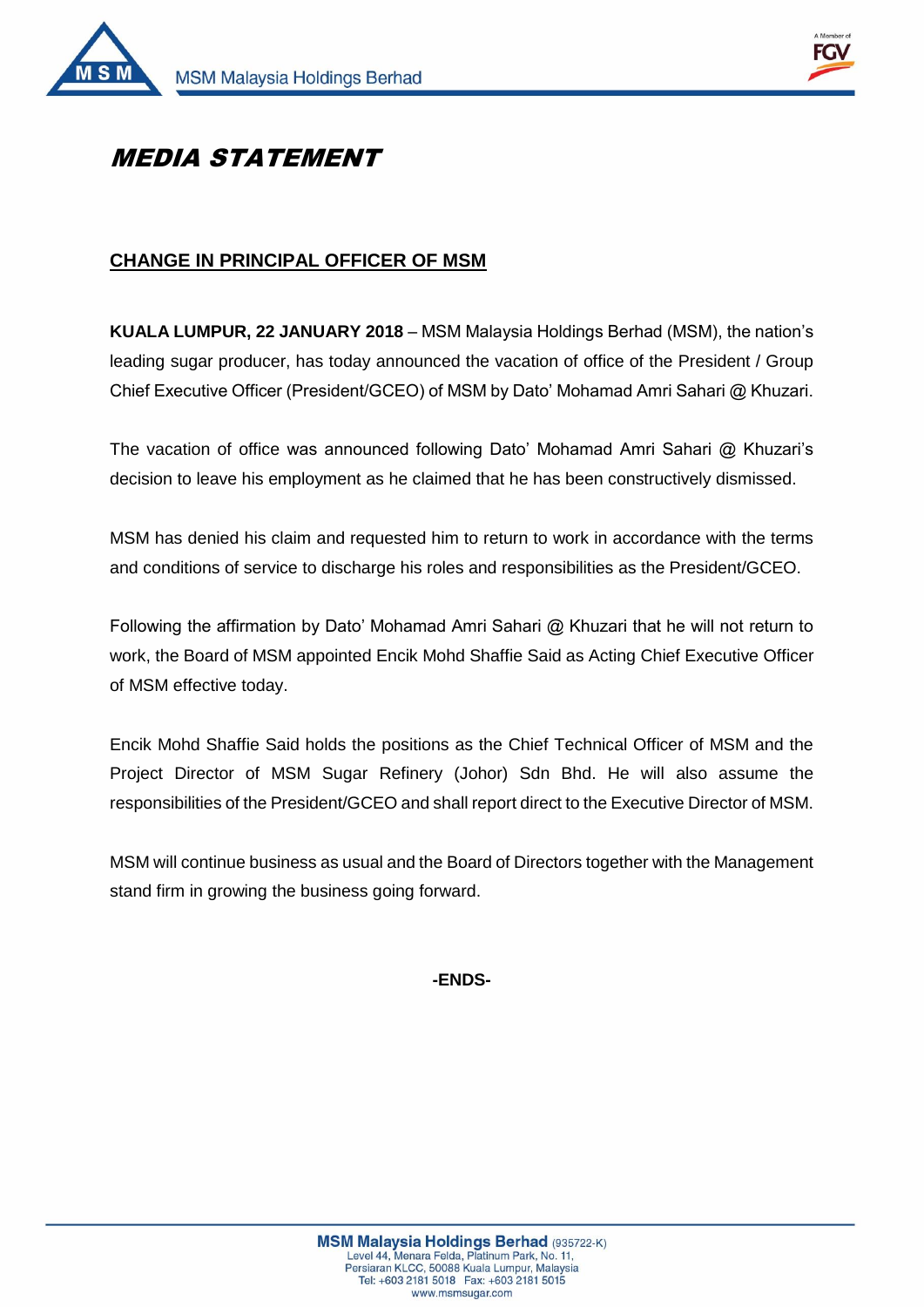# *MEDIA STATEMENT*

## CHANGE IN PRINCIPAL OFFICER OF MSM

**KUALA LUMPUR, 22 JANUARY 2018** – MSM Malaysia Holdings Berhad (MSM), the nation's leading sugar producer, has today announced the vacation of office of the President / Group Chief Executive Officer (President/GCEO) of MSM by Dato' Mohamad Amri Sahari @ Khuzari.

The vacation of office was announced following Dato' Mohamad Amri Sahari @ Khuzari's decision to leave his employment as he claimed that he has been constructively dismissed.

MSM has denied his claim and requested him to return to work in accordance with the terms and conditions of service to discharge his roles and responsibilities as the President/GCEO.

Following the affirmation by Dato' Mohamad Amri Sahari @ Khuzari that he will not return to work, the Board of MSM appointed Encik Mohd Shaffie Said as Acting Chief Executive Officer of MSM effective today.

Encik Mohd Shaffie Said holds the positions as the Chief Technical Officer of MSM and the Project Director of MSM Sugar Refinery (Johor) Sdn Bhd. He will also assume the responsibilities of the President/GCEO and shall report direct to the Executive Director of MSM.

MSM will continue business as usual and the Board of Directors together with the Management stand firm in growing the business going forward.

**-ENDS-**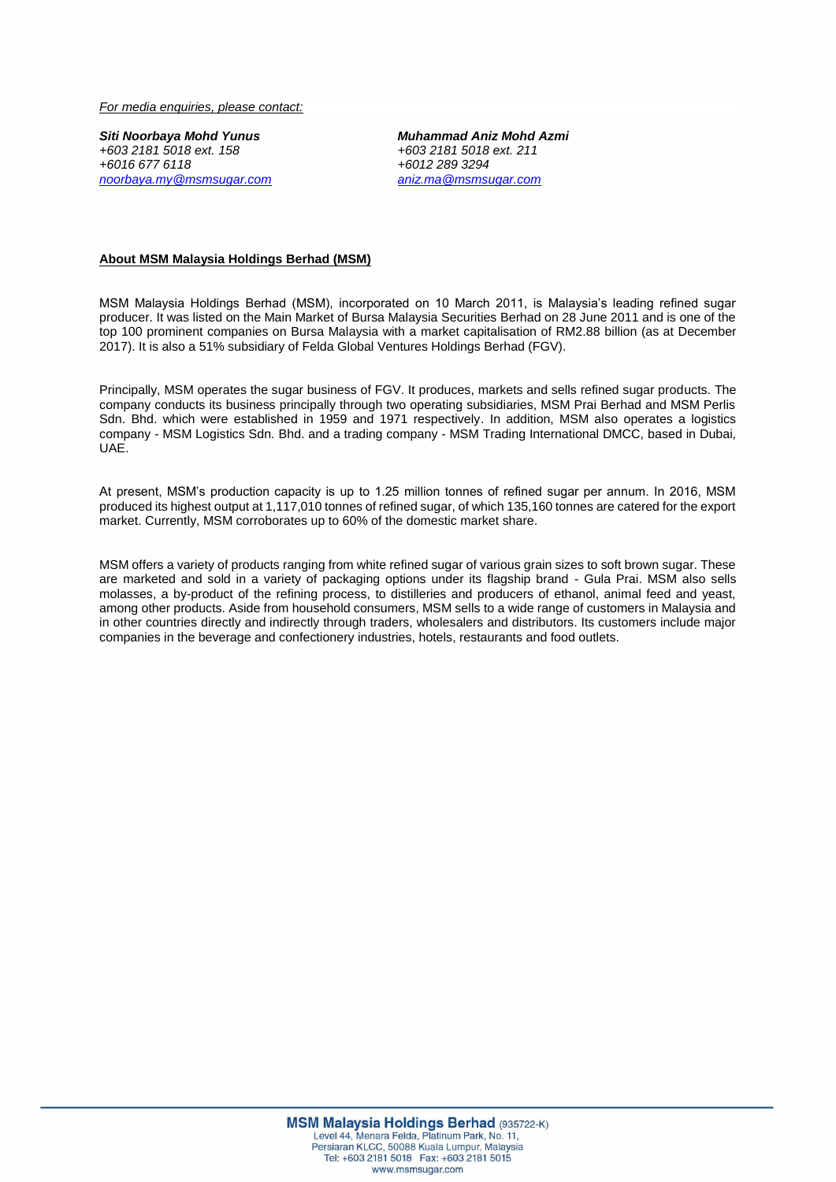*For media enquiries, please contact:*

***Siti Noorbaya Mohd Yunus***
*+603 2181 5018 ext. 158*
*+6016 677 6118*
*noorbaya.my@msmsugar.com*

***Muhammad Aniz Mohd Azmi***
*+603 2181 5018 ext. 211*
*+6012 289 3294*
*aniz.ma@msmsugar.com*

**About MSM Malaysia Holdings Berhad (MSM)**

MSM Malaysia Holdings Berhad (MSM), incorporated on 10 March 2011, is Malaysia's leading refined sugar producer. It was listed on the Main Market of Bursa Malaysia Securities Berhad on 28 June 2011 and is one of the top 100 prominent companies on Bursa Malaysia with a market capitalisation of RM2.88 billion (as at December 2017). It is also a 51% subsidiary of Felda Global Ventures Holdings Berhad (FGV).

Principally, MSM operates the sugar business of FGV. It produces, markets and sells refined sugar products. The company conducts its business principally through two operating subsidiaries, MSM Prai Berhad and MSM Perlis Sdn. Bhd. which were established in 1959 and 1971 respectively. In addition, MSM also operates a logistics company - MSM Logistics Sdn. Bhd. and a trading company - MSM Trading International DMCC, based in Dubai, UAE.

At present, MSM's production capacity is up to 1.25 million tonnes of refined sugar per annum. In 2016, MSM produced its highest output at 1,117,010 tonnes of refined sugar, of which 135,160 tonnes are catered for the export market. Currently, MSM corroborates up to 60% of the domestic market share.

MSM offers a variety of products ranging from white refined sugar of various grain sizes to soft brown sugar. These are marketed and sold in a variety of packaging options under its flagship brand - Gula Prai. MSM also sells molasses, a by-product of the refining process, to distilleries and producers of ethanol, animal feed and yeast, among other products. Aside from household consumers, MSM sells to a wide range of customers in Malaysia and in other countries directly and indirectly through traders, wholesalers and distributors. Its customers include major companies in the beverage and confectionery industries, hotels, restaurants and food outlets.

**MSM Malaysia Holdings Berhad** (935722-K)
Level 44, Menara Felda, Platinum Park, No. 11,
Persiaran KLCC, 50088 Kuala Lumpur, Malaysia
Tel: +603 2181 5018 Fax: +603 2181 5015
www.msmsugar.com